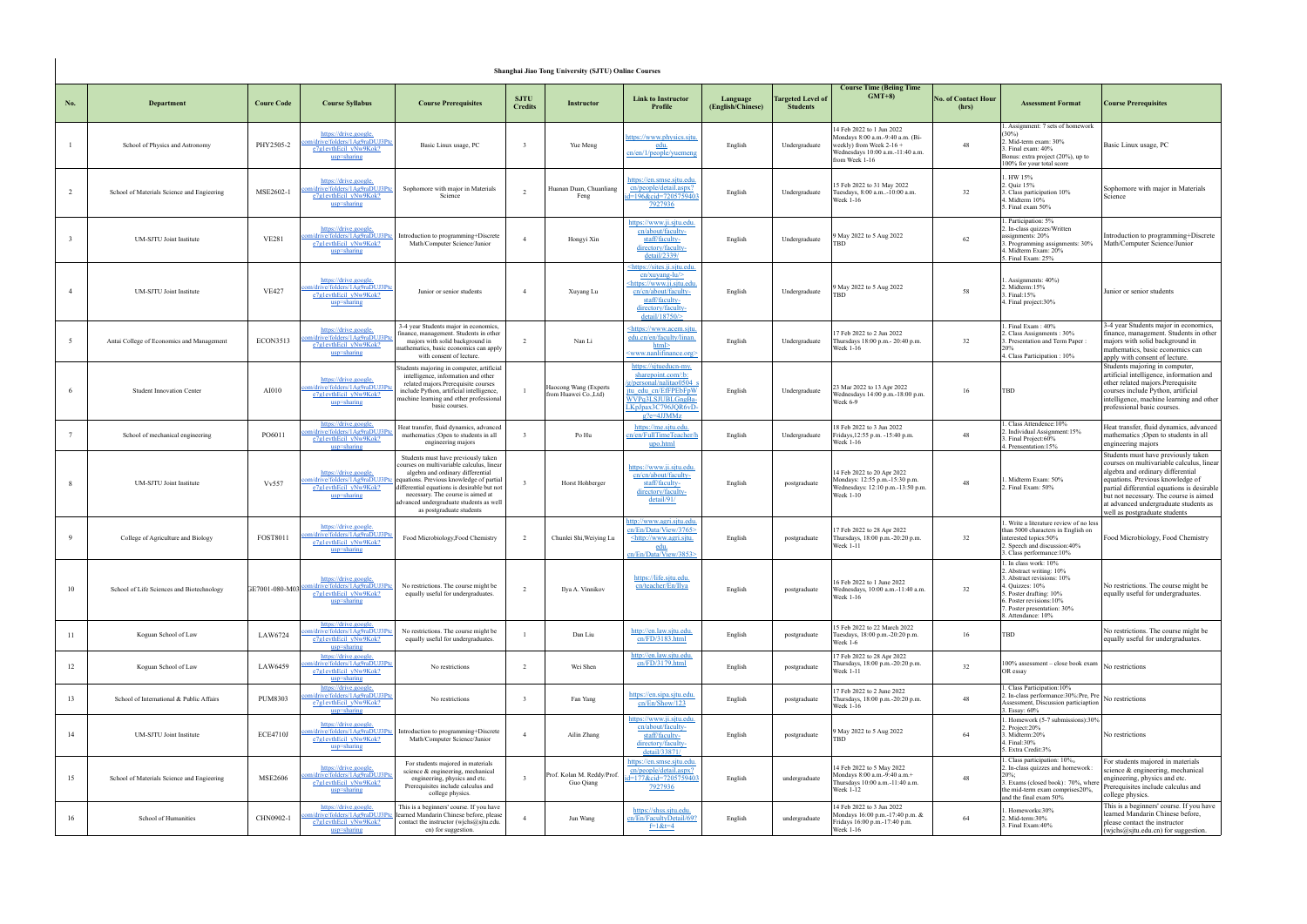# Shanghai Jiao Tong University (SJTU) Online Courses

| No. | Department | Coure Code | Course Syllabus | Course Prerequisites | SJTU Credits | Instructor | Link to Instructor Profile | Language (English/Chinese) | Targeted Level of Students | Course Time (Beijing Time GMT+8) | No. of Contact Hour (hrs) | Assessment Format | Course Prerequisites |
|---|---|---|---|---|---|---|---|---|---|---|---|---|---|
| 1 | School of Physics and Astronomy | PHY2505-2 | https://drive.google.com/drive/folders/1Ag9raDUJ3Ptce7g1evthEcil_vNw9Kok?usp=sharing | Basic Linux usage, PC | 3 | Yue Meng | https://www.physics.sjtu.edu.cn/en/1/people/yuemeng | English | Undergraduate | 14 Feb 2022 to 1 Jun 2022 Mondays 8:00 a.m.-9:40 a.m. (Bi-weekly) from Week 2-16 + Wednesdays 10:00 a.m.-11:40 a.m. from Week 1-16 | 48 | 1. Assignment: 7 sets of homework (30%) 2. Mid-term exam: 30% 3. Final exam: 40% Bonus: extra project (20%), up to 100% for your total score | Basic Linux usage, PC |
| 2 | School of Materials Science and Engieering | MSE2602-1 | https://drive.google.com/drive/folders/1Ag9raDUJ3Ptce7g1evthEcil_vNw9Kok?usp=sharing | Sophomore with major in Materials Science | 2 | Huanan Duan, Chuanliang Feng | https://en.smse.sjtu.edu.cn/people/detail.aspx?id=196&cid=72057594037927936 | English | Undergraduate | 15 Feb 2022 to 31 May 2022 Tuesdays, 8:00 a.m.-10:00 a.m. Week 1-16 | 32 | 1. HW 15% 2. Quiz 15% 3. Class participation 10% 4. Midterm 10% 5. Final exam 50% | Sophomore with major in Materials Science |
| 3 | UM-SJTU Joint Institute | VE281 | https://drive.google.com/drive/folders/1Ag9raDUJ3Ptce7g1evthEcil_vNw9Kok?usp=sharing | Introduction to programming+Discrete Math/Computer Science/Junior | 4 | Hongyi Xin | https://www.ji.sjtu.edu.cn/about/faculty-staff/faculty-directory/faculty-detail/2339/ | English | Undergraduate | 9 May 2022 to 5 Aug 2022 TBD | 62 | 1. Participation: 5% 2. In-class quizzes/Written assignments: 20% 3. Programming assignments: 30% 4. Midterm Exam: 20% 5. Final Exam: 25% | Introduction to programming+Discrete Math/Computer Science/Junior |
| 4 | UM-SJTU Joint Institute | VE427 | https://drive.google.com/drive/folders/1Ag9raDUJ3Ptce7g1evthEcil_vNw9Kok?usp=sharing | Junior or senior students | 4 | Xuyang Lu | <https://sites.ji.sjtu.edu.cn/xuyang-lu/> <https://www.ji.sjtu.edu.cn/cn/about/faculty-staff/faculty-directory/faculty-detail/1875/> | English | Undergraduate | 9 May 2022 to 5 Aug 2022 TBD | 58 | 1. Assignments: 40%) 2. Midterm:15% 3. Final:15% 4. Final project:30% | Junior or senior students |
| 5 | Antai College of Economics and Management | ECON3513 | https://drive.google.com/drive/folders/1Ag9raDUJ3Ptce7g1evthEcil_vNw9Kok?usp=sharing | 3-4 year Students major in economics, finance, management. Students in other majors with solid background in mathematics, basic economics can apply with consent of lecture. | 2 | Nan Li | <https://www.acem.sjtu.edu.cn/en/faculty/linan.html> <www.nanlifinance.org> | English | Undergraduate | 17 Feb 2022 to 2 Jun 2022 Thursdays 18:00 p.m.- 20:40 p.m. Week 1-16 | 32 | 1. Final Exam : 40% 2. Class Assignments : 30% 3. Presentation and Term Paper : 20% 4. Class Participation : 10% | 3-4 year Students major in economics, finance, management. Students in other majors with solid background in mathematics, basic economics can apply with consent of lecture. |
| 6 | Student Innovation Center | AI010 | https://drive.google.com/drive/folders/1Ag9raDUJ3Ptce7g1evthEcil_vNw9Kok?usp=sharing | Students majoring in computer, artificial intelligence, information and other related majors.Prerequisite courses include Python, artificial intelligence, machine learning and other professional basic courses. | 1 | Haocong Wang (Experts from Huawei Co.,Ltd) | https://sjtueducn-my.sharepoint.com/:b:/g/personal/naihao0504_sjtu_edu_cn/EfPPEbFpWWVPg3LSJUBLGngBaLKpJpax3C796JQR6vD-g?e=4JJMMz | English | Undergraduate | 23 Mar 2022 to 13 Apr 2022 Wednesdays 14:00 p.m.-18:00 p.m. Week 6-9 | 16 | TBD | Students majoring in computer, artificial intelligence, information and other related majors.Prerequisite courses include Python, artificial intelligence, machine learning and other professional basic courses. |
| 7 | School of mechanical engineering | PO6011 | https://drive.google.com/drive/folders/1Ag9raDUJ3Ptce7g1evthEcil_vNw9Kok?usp=sharing | Heat transfer, fluid dynamics, advanced mathematics ;Open to students in all engineering majors | 3 | Po Hu | https://me.sjtu.edu.cn/en/FullTimeTeacher/hupo.html | English | Undergraduate | 18 Feb 2022 to 3 Jun 2022 Fridays,12:55 p.m. -15:40 p.m. Week 1-16 | 48 | 1. Class Attendence:10% 2. Individual Assignment:15% 3. Final Project:60% 4. Prensentation:15% | Heat transfer, fluid dynamics, advanced mathematics ;Open to students in all engineering majors |
| 8 | UM-SJTU Joint Institute | Vv557 | https://drive.google.com/drive/folders/1Ag9raDUJ3Ptce7g1evthEcil_vNw9Kok?usp=sharing | Students must have previously taken courses on multivariable calculus, linear algebra and ordinary differential equations. Previous knowledge of partial differential equations is desirable but not necessary. The course is aimed at advanced undergraduate students as well as postgraduate students | 3 | Horst Hohberger | https://www.ji.sjtu.edu.cn/cn/about/faculty-staff/faculty-directory/faculty-detail/91/ | English | postgraduate | 14 Feb 2022 to 20 Apr 2022 Mondays: 12:55 p.m.-15:30 p.m. Wednesdays: 12:10 p.m.-13:50 p.m. Week 1-10 | 48 | 1. Midterm Exam: 50% 2. Final Exam: 50% | Students must have previously taken courses on multivariable calculus, linear algebra and ordinary differential equations. Previous knowledge of partial differential equations is desirable but not necessary. The course is aimed at advanced undergraduate students as well as postgraduate students |
| 9 | College of Agriculture and Biology | FOST8011 | https://drive.google.com/drive/folders/1Ag9raDUJ3Ptce7g1evthEcil_vNw9Kok?usp=sharing | Food Microbiology,Food Chemistry | 2 | Chunlei Shi,Weiying Lu | http://www.agri.sjtu.edu.cn/En/Data/View/3765> <http://www.agri.sjtu.edu.cn/En/Data/View/3853> | English | postgraduate | 17 Feb 2022 to 28 Apr 2022 Thursdays, 18:00 p.m.-20:20 p.m. Week 1-11 | 32 | 1. Write a literature review of no less than 5000 characters in English on interested topics:50% 2. Speech and discussion:40% 3. Class performance:10% | Food Microbiology, Food Chemistry |
| 10 | School of Life Sciences and Biotechnology | GE7001-080-M03 | https://drive.google.com/drive/folders/1Ag9raDUJ3Ptce7g1evthEcil_vNw9Kok?usp=sharing | No restrictions. The course might be equally useful for undergraduates. | 2 | Ilya A. Vinnikov | https://life.sjtu.edu.cn/teacher/En/Ilya | English | postgraduate | 16 Feb 2022 to 1 June 2022 Wednesdays, 10:00 a.m.-11:40 a.m. Week 1-16 | 32 | 1. In class work: 10% 2. Abstract writing: 10% 3. Abstract revisions: 10% 4. Quizzes: 10% 5. Poster drafting: 10% 6. Poster revisions:10% 7. Poster presentation: 30% 8. Attendance: 10% | No restrictions. The course might be equally useful for undergraduates. |
| 11 | Koguan School of Law | LAW6724 | https://drive.google.com/drive/folders/1Ag9raDUJ3Ptce7g1evthEcil_vNw9Kok?usp=sharing | No restrictions. The course might be equally useful for undergraduates. | 1 | Dan Liu | http://en.law.sjtu.edu.cn/FD/3183.html | English | postgraduate | 15 Feb 2022 to 22 March 2022 Tuesdays, 18:00 p.m.-20:20 p.m. Week 1-6 | 16 | TBD | No restrictions. The course might be equally useful for undergraduates. |
| 12 | Koguan School of Law | LAW6459 | https://drive.google.com/drive/folders/1Ag9raDUJ3Ptce7g1evthEcil_vNw9Kok?usp=sharing | No restrictions | 2 | Wei Shen | http://en.law.sjtu.edu.cn/FD/3179.html | English | postgraduate | 17 Feb 2022 to 28 Apr 2022 Thursdays, 18:00 p.m.-20:20 p.m. Week 1-11 | 32 | 100% assessment – close book exam OR essay | No restrictions |
| 13 | School of International & Public Affairs | PUM8303 | https://drive.google.com/drive/folders/1Ag9raDUJ3Ptce7g1evthEcil_vNw9Kok?usp=sharing | No restrictions | 3 | Fan Yang | https://en.sipa.sjtu.edu.cn/En/Show/123 | English | postgraduate | 17 Feb 2022 to 2 June 2022 Thursdays, 18:00 p.m.-20:20 p.m. Week 1-16 | 48 | 1. Class Participation:10% 2. In-class performance:30%:Pre, Pre Assessment, Discussion particiaption 3. Essay: 60% | No restrictions |
| 14 | UM-SJTU Joint Institute | ECE4710J | https://drive.google.com/drive/folders/1Ag9raDUJ3Ptce7g1evthEcil_vNw9Kok?usp=sharing | Introduction to programming+Discrete Math/Computer Science/Junior | 4 | Ailin Zhang | https://www.ji.sjtu.edu.cn/about/faculty-staff/faculty-directory/faculty-detail/3387/ | English | postgraduate | 9 May 2022 to 5 Aug 2022 TBD | 64 | 1. Homework (5-7 submissions):30% 2. Project:20% 3. Midterm:20% 4. Final:30% 5. Extra Credit:3% | No restrictions |
| 15 | School of Materials Science and Engieering | MSE2606 | https://drive.google.com/drive/folders/1Ag9raDUJ3Ptce7g1evthEcil_vNw9Kok?usp=sharing | For students majored in materials science & engineering, mechanical engineering, physics and etc. Prerequisites include calculus and college physics. | 3 | Prof. Kolan M. Reddy/Prof. Guo Qiang | https://en.smse.sjtu.edu.cn/people/detail.aspx?id=177&cid=72057594037927936 | English | undergraduate | 14 Feb 2022 to 5 May 2022 Mondays 8:00 a.m.-9:40 a.m.+ Thursdays 10:00 a.m.-11:40 a.m. Week 1-12 | 48 | 1. Class participation: 10%; 2. In-class quizzes and homework : 20%; 3. Exams (closed book): 70%, where the mid-term exam comprises20%, and the final exam 50% | For students majored in materials science & engineering, mechanical engineering, physics and etc. Prerequisites include calculus and college physics. |
| 16 | School of Humanities | CHN0902-1 | https://drive.google.com/drive/folders/1Ag9raDUJ3Ptce7g1evthEcil_vNw9Kok?usp=sharing | This is a beginners' course. If you have learned Mandarin Chinese before, please contact the instructor (wjchs@sjtu.edu.cn) for suggestion. | 4 | Jun Wang | https://shss.sjtu.edu.cn/En/FacultyDetail/69?f=1&t=4 | English | undergraduate | 14 Feb 2022 to 3 Jun 2022 Mondays 16:00 p.m.-17:40 p.m. & Fridays 16:00 p.m.-17:40 p.m. Week 1-16 | 64 | 1. Homeworks:30% 2. Mid-term:30% 3. Final Exam:40% | This is a beginners' course. If you have learned Mandarin Chinese before, please contact the instructor (wjchs@sjtu.edu.cn) for suggestion. |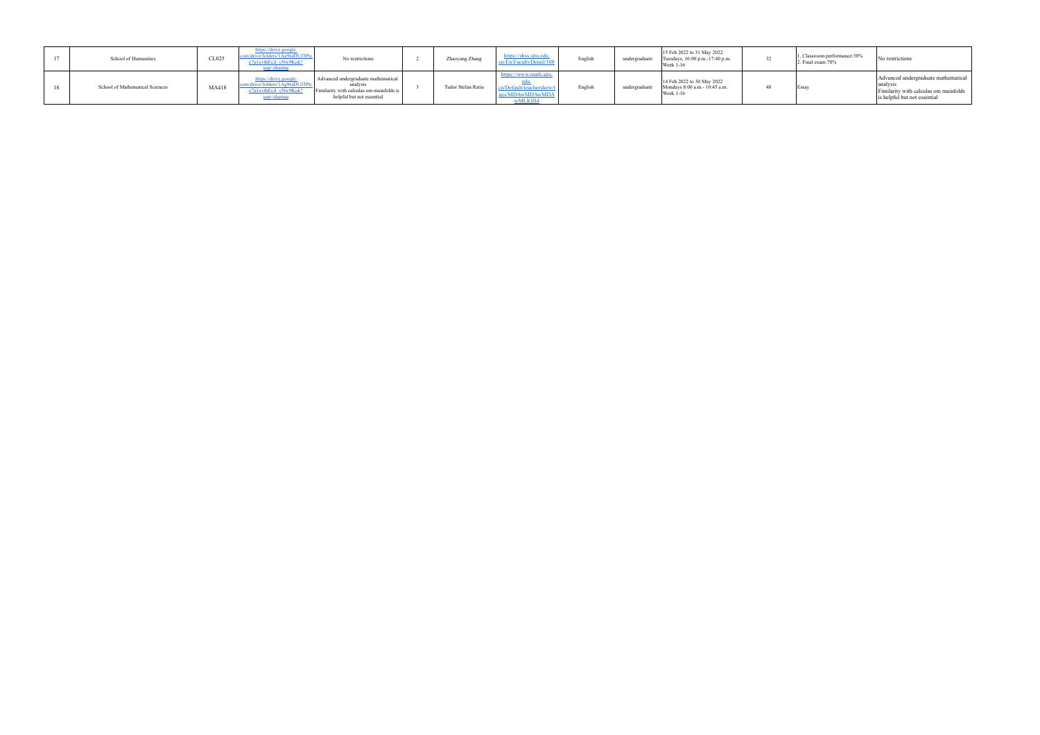| | | | | | | | | | | | | | |
|---|---|---|---|---|---|---|---|---|---|---|---|---|---|
| 17 | School of Humanities | CL025 | https://drive.google.com/drive/folders/1Ag9raDU3Ptcc7g1evthEcil_vNw9Kuk?usp=sharing | No restrictions | 2 | Zhaoyang Zhang | https://shss.sjtu.edu.cn/En/FacultyDetail/108 | English | undergraduate | 15 Feb 2022 to 31 May 2022<br>Tuesdays, 16:00 p.m.-17:40 p.m.<br>Week 1-16 | 32 | 1. Classroom performance:30%<br>2. Final exam:70% | No restrictions |
| 18 | School of Mathematical Sciences | MA418 | https://drive.google.com/drive/folders/1Ag9raDU3Ptcc7g1evthEcil_vNw9Kuk?usp=sharing | Advanced undergraduate mathematical analysis<br>Fimilarity with calculas om mainfolds is helpful but not essential | 3 | Tudor Stefan Ratiu | https://www.math.sjtu.edu.cn/Default/teachershow/tags/MDAwMDAwMDAwMLKlfq4 | English | undergraduate | 14 Feb 2022 to 30 May 2022<br>Mondays 8:00 a.m.- 10:45 a.m.<br>Week 1-16 | 48 | Essay | Advanced undergraduate mathematical analysis<br>Fimilarity with calculas om mainfolds is helpful but not essential |